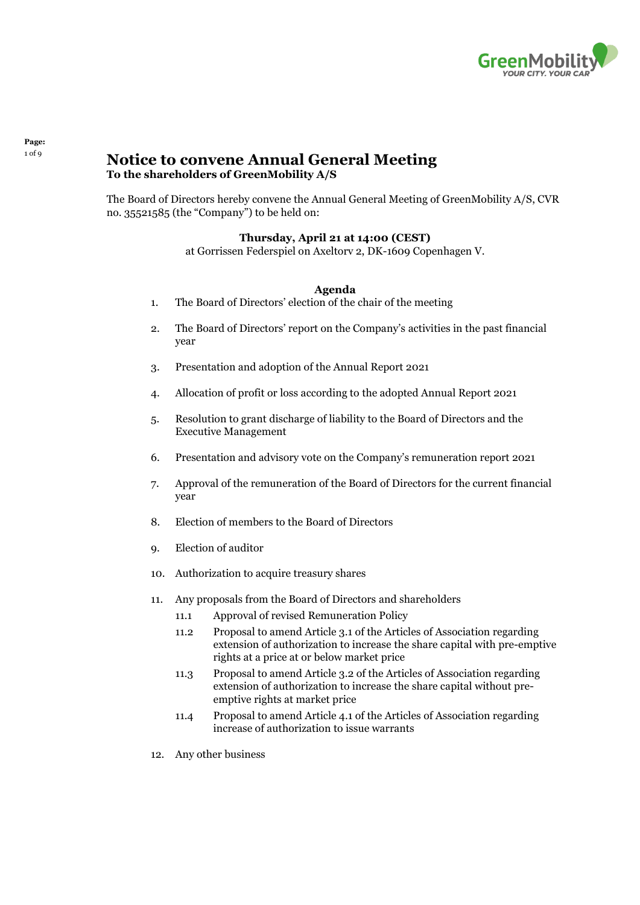# Notice to convene Annual General Meeting

**To the shareholders of GreenMobility A/S**

The Board of Directors hereby convene the Annual General Meeting of GreenMobility A/S, CVR no. 35521585 (the "Company") to be held on:

**Thursday, April 21 at 14:00 (CEST)**
at Gorrissen Federspiel on Axeltorv 2, DK-1609 Copenhagen V.

## Agenda

1. The Board of Directors' election of the chair of the meeting
2. The Board of Directors' report on the Company's activities in the past financial year
3. Presentation and adoption of the Annual Report 2021
4. Allocation of profit or loss according to the adopted Annual Report 2021
5. Resolution to grant discharge of liability to the Board of Directors and the Executive Management
6. Presentation and advisory vote on the Company's remuneration report 2021
7. Approval of the remuneration of the Board of Directors for the current financial year
8. Election of members to the Board of Directors
9. Election of auditor
10. Authorization to acquire treasury shares
11. Any proposals from the Board of Directors and shareholders
    - 11.1 Approval of revised Remuneration Policy
    - 11.2 Proposal to amend Article 3.1 of the Articles of Association regarding extension of authorization to increase the share capital with pre-emptive rights at a price at or below market price
    - 11.3 Proposal to amend Article 3.2 of the Articles of Association regarding extension of authorization to increase the share capital without pre-emptive rights at market price
    - 11.4 Proposal to amend Article 4.1 of the Articles of Association regarding increase of authorization to issue warrants
12. Any other business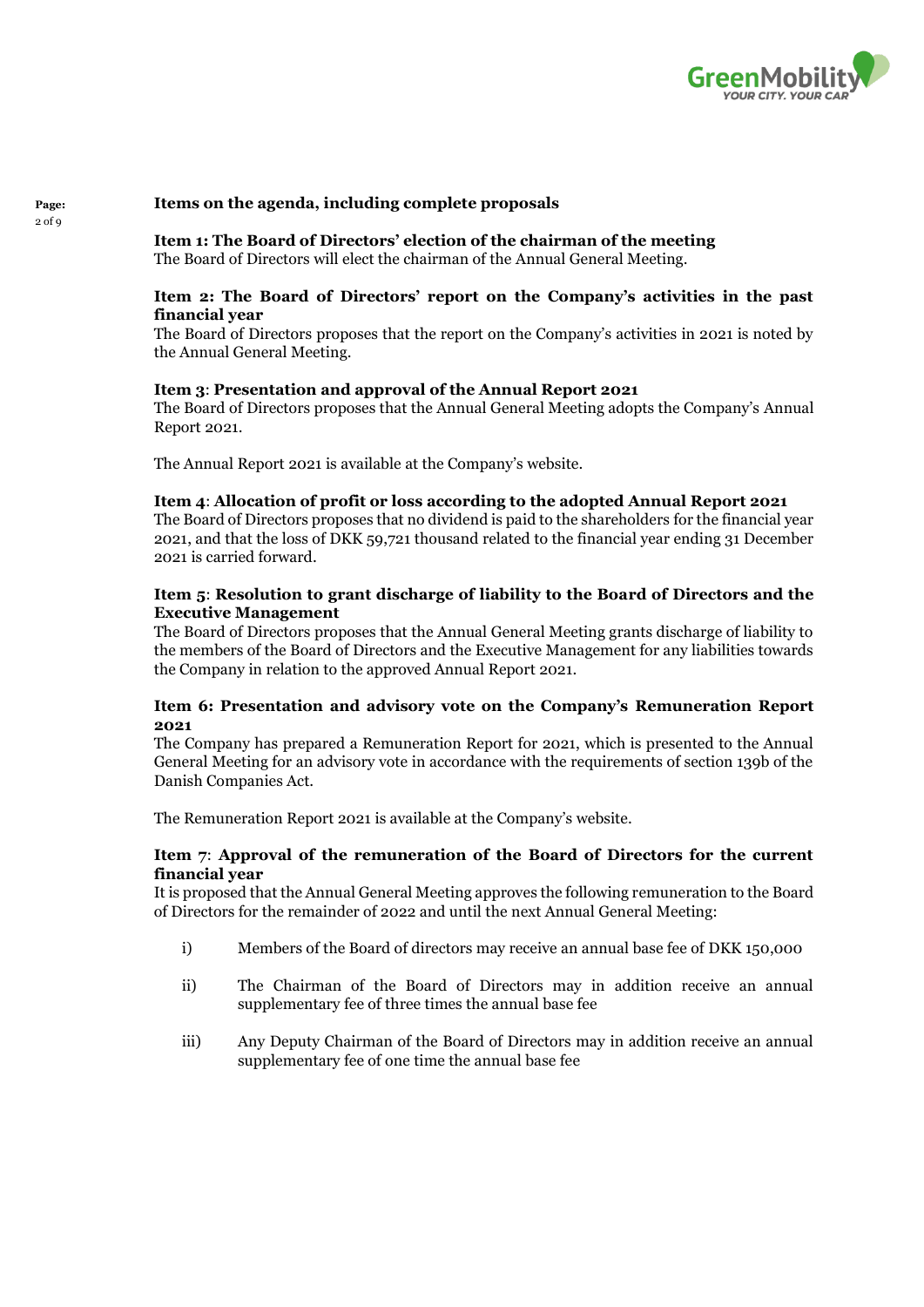## Items on the agenda, including complete proposals

### Item 1: The Board of Directors' election of the chairman of the meeting

The Board of Directors will elect the chairman of the Annual General Meeting.

### Item 2: The Board of Directors' report on the Company's activities in the past financial year

The Board of Directors proposes that the report on the Company's activities in 2021 is noted by the Annual General Meeting.

### Item 3: Presentation and approval of the Annual Report 2021

The Board of Directors proposes that the Annual General Meeting adopts the Company's Annual Report 2021.

The Annual Report 2021 is available at the Company's website.

### Item 4: Allocation of profit or loss according to the adopted Annual Report 2021

The Board of Directors proposes that no dividend is paid to the shareholders for the financial year 2021, and that the loss of DKK 59,721 thousand related to the financial year ending 31 December 2021 is carried forward.

### Item 5: Resolution to grant discharge of liability to the Board of Directors and the Executive Management

The Board of Directors proposes that the Annual General Meeting grants discharge of liability to the members of the Board of Directors and the Executive Management for any liabilities towards the Company in relation to the approved Annual Report 2021.

### Item 6: Presentation and advisory vote on the Company's Remuneration Report 2021

The Company has prepared a Remuneration Report for 2021, which is presented to the Annual General Meeting for an advisory vote in accordance with the requirements of section 139b of the Danish Companies Act.

The Remuneration Report 2021 is available at the Company's website.

### Item 7: Approval of the remuneration of the Board of Directors for the current financial year

It is proposed that the Annual General Meeting approves the following remuneration to the Board of Directors for the remainder of 2022 and until the next Annual General Meeting:

i) Members of the Board of directors may receive an annual base fee of DKK 150,000

ii) The Chairman of the Board of Directors may in addition receive an annual supplementary fee of three times the annual base fee

iii) Any Deputy Chairman of the Board of Directors may in addition receive an annual supplementary fee of one time the annual base fee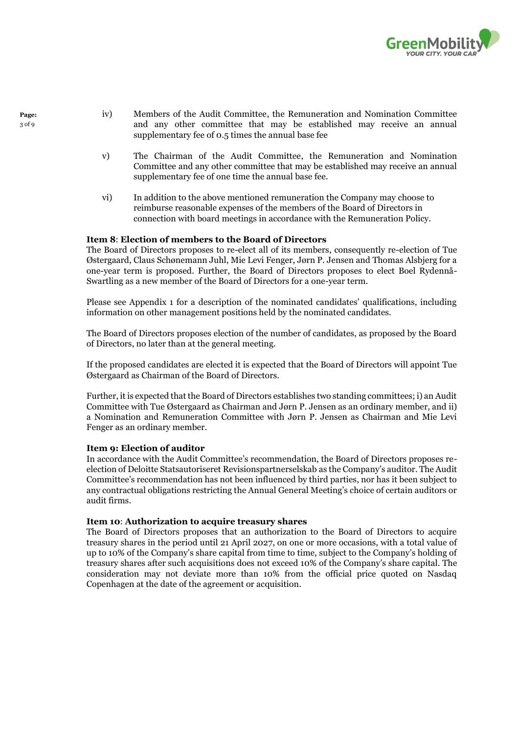iv) Members of the Audit Committee, the Remuneration and Nomination Committee and any other committee that may be established may receive an annual supplementary fee of 0.5 times the annual base fee

v) The Chairman of the Audit Committee, the Remuneration and Nomination Committee and any other committee that may be established may receive an annual supplementary fee of one time the annual base fee.

vi) In addition to the above mentioned remuneration the Company may choose to reimburse reasonable expenses of the members of the Board of Directors in connection with board meetings in accordance with the Remuneration Policy.

**Item 8**: **Election of members to the Board of Directors**

The Board of Directors proposes to re-elect all of its members, consequently re-election of Tue Østergaard, Claus Schønemann Juhl, Mie Levi Fenger, Jørn P. Jensen and Thomas Alsbjerg for a one-year term is proposed. Further, the Board of Directors proposes to elect Boel Rydennå-Swartling as a new member of the Board of Directors for a one-year term.

Please see Appendix 1 for a description of the nominated candidates' qualifications, including information on other management positions held by the nominated candidates.

The Board of Directors proposes election of the number of candidates, as proposed by the Board of Directors, no later than at the general meeting.

If the proposed candidates are elected it is expected that the Board of Directors will appoint Tue Østergaard as Chairman of the Board of Directors.

Further, it is expected that the Board of Directors establishes two standing committees; i) an Audit Committee with Tue Østergaard as Chairman and Jørn P. Jensen as an ordinary member, and ii) a Nomination and Remuneration Committee with Jørn P. Jensen as Chairman and Mie Levi Fenger as an ordinary member.

**Item 9: Election of auditor**

In accordance with the Audit Committee's recommendation, the Board of Directors proposes re-election of Deloitte Statsautoriseret Revisionspartnerselskab as the Company's auditor. The Audit Committee's recommendation has not been influenced by third parties, nor has it been subject to any contractual obligations restricting the Annual General Meeting's choice of certain auditors or audit firms.

**Item 10**: **Authorization to acquire treasury shares**

The Board of Directors proposes that an authorization to the Board of Directors to acquire treasury shares in the period until 21 April 2027, on one or more occasions, with a total value of up to 10% of the Company's share capital from time to time, subject to the Company's holding of treasury shares after such acquisitions does not exceed 10% of the Company's share capital. The consideration may not deviate more than 10% from the official price quoted on Nasdaq Copenhagen at the date of the agreement or acquisition.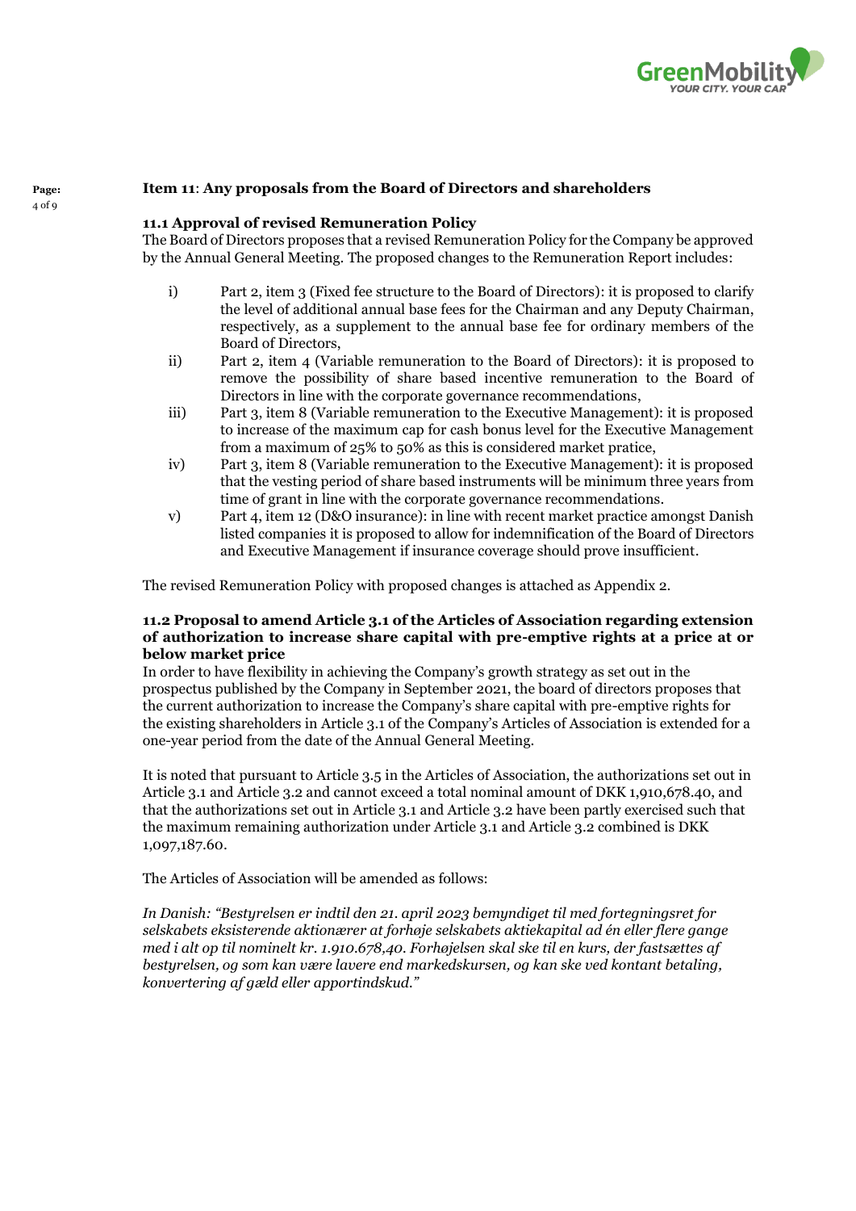## Item 11: Any proposals from the Board of Directors and shareholders

### 11.1 Approval of revised Remuneration Policy

The Board of Directors proposes that a revised Remuneration Policy for the Company be approved by the Annual General Meeting. The proposed changes to the Remuneration Report includes:

i) Part 2, item 3 (Fixed fee structure to the Board of Directors): it is proposed to clarify the level of additional annual base fees for the Chairman and any Deputy Chairman, respectively, as a supplement to the annual base fee for ordinary members of the Board of Directors,

ii) Part 2, item 4 (Variable remuneration to the Board of Directors): it is proposed to remove the possibility of share based incentive remuneration to the Board of Directors in line with the corporate governance recommendations,

iii) Part 3, item 8 (Variable remuneration to the Executive Management): it is proposed to increase of the maximum cap for cash bonus level for the Executive Management from a maximum of 25% to 50% as this is considered market pratice,

iv) Part 3, item 8 (Variable remuneration to the Executive Management): it is proposed that the vesting period of share based instruments will be minimum three years from time of grant in line with the corporate governance recommendations.

v) Part 4, item 12 (D&O insurance): in line with recent market practice amongst Danish listed companies it is proposed to allow for indemnification of the Board of Directors and Executive Management if insurance coverage should prove insufficient.

The revised Remuneration Policy with proposed changes is attached as Appendix 2.

### 11.2 Proposal to amend Article 3.1 of the Articles of Association regarding extension of authorization to increase share capital with pre-emptive rights at a price at or below market price

In order to have flexibility in achieving the Company's growth strategy as set out in the prospectus published by the Company in September 2021, the board of directors proposes that the current authorization to increase the Company's share capital with pre-emptive rights for the existing shareholders in Article 3.1 of the Company's Articles of Association is extended for a one-year period from the date of the Annual General Meeting.

It is noted that pursuant to Article 3.5 in the Articles of Association, the authorizations set out in Article 3.1 and Article 3.2 and cannot exceed a total nominal amount of DKK 1,910,678.40, and that the authorizations set out in Article 3.1 and Article 3.2 have been partly exercised such that the maximum remaining authorization under Article 3.1 and Article 3.2 combined is DKK 1,097,187.60.

The Articles of Association will be amended as follows:

*In Danish: "Bestyrelsen er indtil den 21. april 2023 bemyndiget til med fortegningsret for selskabets eksisterende aktionærer at forhøje selskabets aktiekapital ad én eller flere gange med i alt op til nominelt kr. 1.910.678,40. Forhøjelsen skal ske til en kurs, der fastsættes af bestyrelsen, og som kan være lavere end markedskursen, og kan ske ved kontant betaling, konvertering af gæld eller apportindskud."*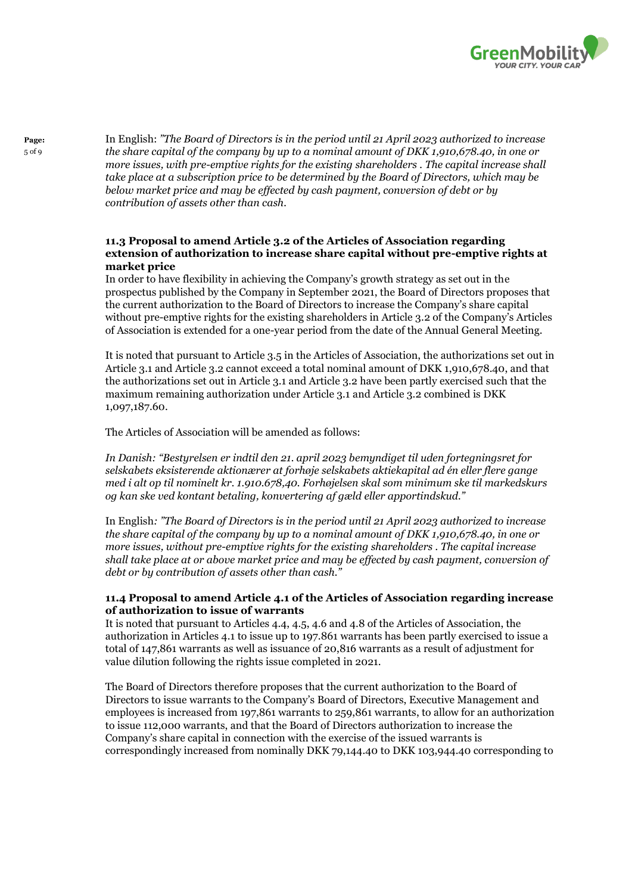In English: *"The Board of Directors is in the period until 21 April 2023 authorized to increase the share capital of the company by up to a nominal amount of DKK 1,910,678.40, in one or more issues, with pre-emptive rights for the existing shareholders . The capital increase shall take place at a subscription price to be determined by the Board of Directors, which may be below market price and may be effected by cash payment, conversion of debt or by contribution of assets other than cash.*

**11.3 Proposal to amend Article 3.2 of the Articles of Association regarding extension of authorization to increase share capital without pre-emptive rights at market price**

In order to have flexibility in achieving the Company's growth strategy as set out in the prospectus published by the Company in September 2021, the Board of Directors proposes that the current authorization to the Board of Directors to increase the Company's share capital without pre-emptive rights for the existing shareholders in Article 3.2 of the Company's Articles of Association is extended for a one-year period from the date of the Annual General Meeting.

It is noted that pursuant to Article 3.5 in the Articles of Association, the authorizations set out in Article 3.1 and Article 3.2 cannot exceed a total nominal amount of DKK 1,910,678.40, and that the authorizations set out in Article 3.1 and Article 3.2 have been partly exercised such that the maximum remaining authorization under Article 3.1 and Article 3.2 combined is DKK 1,097,187.60.

The Articles of Association will be amended as follows:

*In Danish: "Bestyrelsen er indtil den 21. april 2023 bemyndiget til uden fortegningsret for selskabets eksisterende aktionærer at forhøje selskabets aktiekapital ad én eller flere gange med i alt op til nominelt kr. 1.910.678,40. Forhøjelsen skal som minimum ske til markedskurs og kan ske ved kontant betaling, konvertering af gæld eller apportindskud."*

In English*: "The Board of Directors is in the period until 21 April 2023 authorized to increase the share capital of the company by up to a nominal amount of DKK 1,910,678.40, in one or more issues, without pre-emptive rights for the existing shareholders . The capital increase shall take place at or above market price and may be effected by cash payment, conversion of debt or by contribution of assets other than cash."*

**11.4 Proposal to amend Article 4.1 of the Articles of Association regarding increase of authorization to issue of warrants**

It is noted that pursuant to Articles 4.4, 4.5, 4.6 and 4.8 of the Articles of Association, the authorization in Articles 4.1 to issue up to 197.861 warrants has been partly exercised to issue a total of 147,861 warrants as well as issuance of 20,816 warrants as a result of adjustment for value dilution following the rights issue completed in 2021.

The Board of Directors therefore proposes that the current authorization to the Board of Directors to issue warrants to the Company's Board of Directors, Executive Management and employees is increased from 197,861 warrants to 259,861 warrants, to allow for an authorization to issue 112,000 warrants, and that the Board of Directors authorization to increase the Company's share capital in connection with the exercise of the issued warrants is correspondingly increased from nominally DKK 79,144.40 to DKK 103,944.40 corresponding to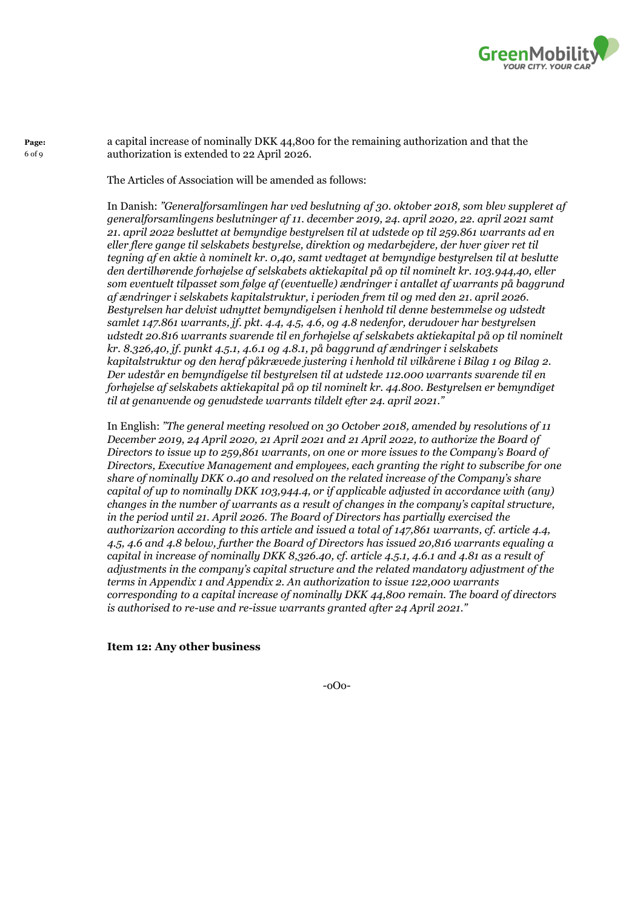a capital increase of nominally DKK 44,800 for the remaining authorization and that the authorization is extended to 22 April 2026.

The Articles of Association will be amended as follows:

In Danish: *"Generalforsamlingen har ved beslutning af 30. oktober 2018, som blev suppleret af generalforsamlingens beslutninger af 11. december 2019, 24. april 2020, 22. april 2021 samt 21. april 2022 besluttet at bemyndige bestyrelsen til at udstede op til 259.861 warrants ad en eller flere gange til selskabets bestyrelse, direktion og medarbejdere, der hver giver ret til tegning af en aktie à nominelt kr. 0,40, samt vedtaget at bemyndige bestyrelsen til at beslutte den dertilhørende forhøjelse af selskabets aktiekapital på op til nominelt kr. 103.944,40, eller som eventuelt tilpasset som følge af (eventuelle) ændringer i antallet af warrants på baggrund af ændringer i selskabets kapitalstruktur, i perioden frem til og med den 21. april 2026. Bestyrelsen har delvist udnyttet bemyndigelsen i henhold til denne bestemmelse og udstedt samlet 147.861 warrants, jf. pkt. 4.4, 4.5, 4.6, og 4.8 nedenfor, derudover har bestyrelsen udstedt 20.816 warrants svarende til en forhøjelse af selskabets aktiekapital på op til nominelt kr. 8.326,40, jf. punkt 4.5.1, 4.6.1 og 4.8.1, på baggrund af ændringer i selskabets kapitalstruktur og den heraf påkrævede justering i henhold til vilkårene i Bilag 1 og Bilag 2. Der udestår en bemyndigelse til bestyrelsen til at udstede 112.000 warrants svarende til en forhøjelse af selskabets aktiekapital på op til nominelt kr. 44.800. Bestyrelsen er bemyndiget til at genanvende og genudstede warrants tildelt efter 24. april 2021."*

In English: *"The general meeting resolved on 30 October 2018, amended by resolutions of 11 December 2019, 24 April 2020, 21 April 2021 and 21 April 2022, to authorize the Board of Directors to issue up to 259,861 warrants, on one or more issues to the Company's Board of Directors, Executive Management and employees, each granting the right to subscribe for one share of nominally DKK 0.40 and resolved on the related increase of the Company's share capital of up to nominally DKK 103,944.4, or if applicable adjusted in accordance with (any) changes in the number of warrants as a result of changes in the company's capital structure, in the period until 21. April 2026. The Board of Directors has partially exercised the authorizarion according to this article and issued a total of 147,861 warrants, cf. article 4.4, 4.5, 4.6 and 4.8 below, further the Board of Directors has issued 20,816 warrants equaling a capital in increase of nominally DKK 8,326.40, cf. article 4.5.1, 4.6.1 and 4.81 as a result of adjustments in the company's capital structure and the related mandatory adjustment of the terms in Appendix 1 and Appendix 2. An authorization to issue 122,000 warrants corresponding to a capital increase of nominally DKK 44,800 remain. The board of directors is authorised to re-use and re-issue warrants granted after 24 April 2021."*

**Item 12: Any other business**

-oOo-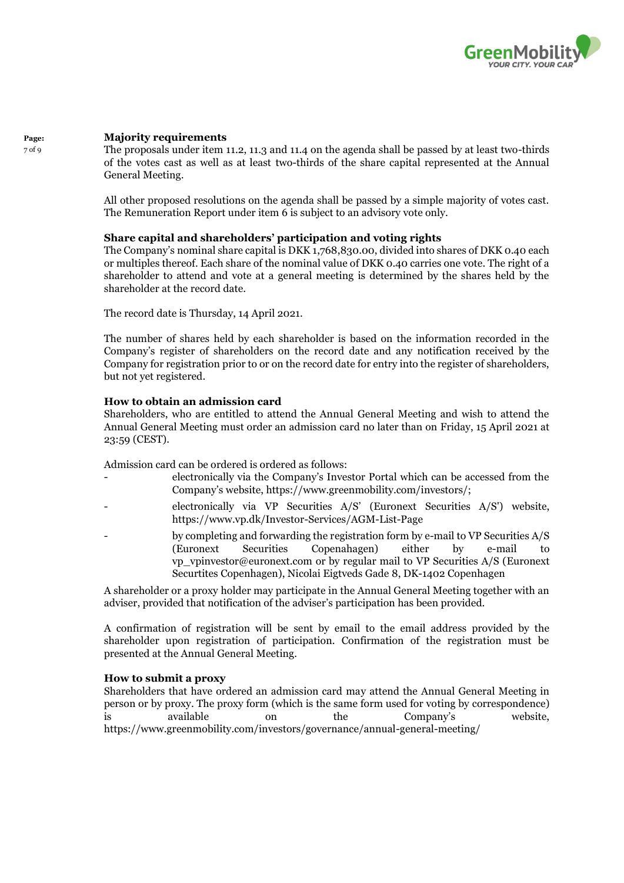**Majority requirements**

The proposals under item 11.2, 11.3 and 11.4 on the agenda shall be passed by at least two-thirds of the votes cast as well as at least two-thirds of the share capital represented at the Annual General Meeting.

All other proposed resolutions on the agenda shall be passed by a simple majority of votes cast. The Remuneration Report under item 6 is subject to an advisory vote only.

**Share capital and shareholders' participation and voting rights**

The Company's nominal share capital is DKK 1,768,830.00, divided into shares of DKK 0.40 each or multiples thereof. Each share of the nominal value of DKK 0.40 carries one vote. The right of a shareholder to attend and vote at a general meeting is determined by the shares held by the shareholder at the record date.

The record date is Thursday, 14 April 2021.

The number of shares held by each shareholder is based on the information recorded in the Company's register of shareholders on the record date and any notification received by the Company for registration prior to or on the record date for entry into the register of shareholders, but not yet registered.

**How to obtain an admission card**

Shareholders, who are entitled to attend the Annual General Meeting and wish to attend the Annual General Meeting must order an admission card no later than on Friday, 15 April 2021 at 23:59 (CEST).

Admission card can be ordered is ordered as follows:

- electronically via the Company's Investor Portal which can be accessed from the Company's website, https://www.greenmobility.com/investors/;
- electronically via VP Securities A/S' (Euronext Securities A/S') website, https://www.vp.dk/Investor-Services/AGM-List-Page
- by completing and forwarding the registration form by e-mail to VP Securities A/S (Euronext Securities Copenahagen) either by e-mail to vp_vpinvestor@euronext.com or by regular mail to VP Securities A/S (Euronext Securtites Copenhagen), Nicolai Eigtveds Gade 8, DK-1402 Copenhagen

A shareholder or a proxy holder may participate in the Annual General Meeting together with an adviser, provided that notification of the adviser's participation has been provided.

A confirmation of registration will be sent by email to the email address provided by the shareholder upon registration of participation. Confirmation of the registration must be presented at the Annual General Meeting.

**How to submit a proxy**

Shareholders that have ordered an admission card may attend the Annual General Meeting in person or by proxy. The proxy form (which is the same form used for voting by correspondence) is available on the Company's website, https://www.greenmobility.com/investors/governance/annual-general-meeting/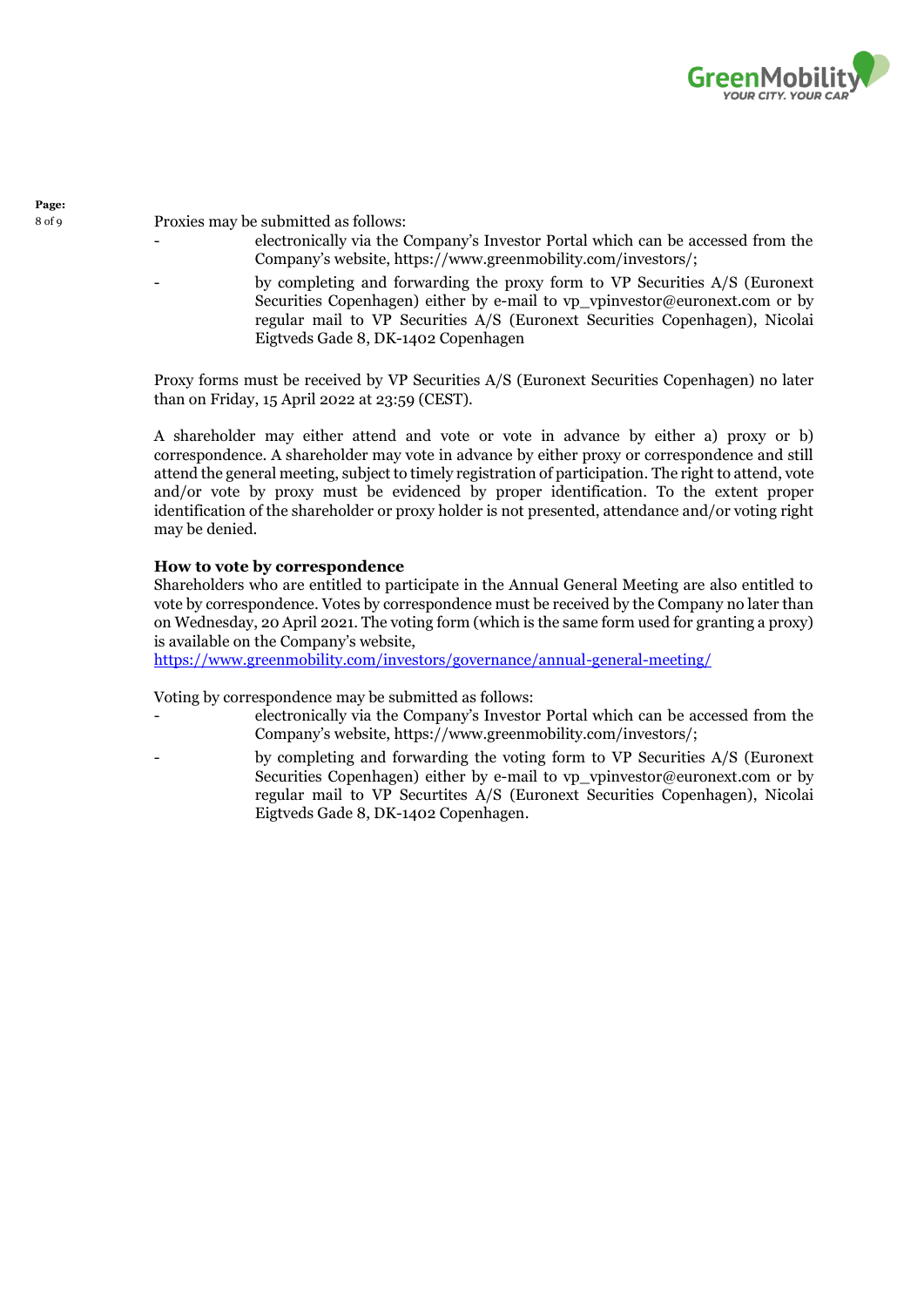Proxies may be submitted as follows:

- electronically via the Company's Investor Portal which can be accessed from the Company's website, https://www.greenmobility.com/investors/;
- by completing and forwarding the proxy form to VP Securities A/S (Euronext Securities Copenhagen) either by e-mail to vp_vpinvestor@euronext.com or by regular mail to VP Securities A/S (Euronext Securities Copenhagen), Nicolai Eigtveds Gade 8, DK-1402 Copenhagen

Proxy forms must be received by VP Securities A/S (Euronext Securities Copenhagen) no later than on Friday, 15 April 2022 at 23:59 (CEST).

A shareholder may either attend and vote or vote in advance by either a) proxy or b) correspondence. A shareholder may vote in advance by either proxy or correspondence and still attend the general meeting, subject to timely registration of participation. The right to attend, vote and/or vote by proxy must be evidenced by proper identification. To the extent proper identification of the shareholder or proxy holder is not presented, attendance and/or voting right may be denied.

**How to vote by correspondence**

Shareholders who are entitled to participate in the Annual General Meeting are also entitled to vote by correspondence. Votes by correspondence must be received by the Company no later than on Wednesday, 20 April 2021. The voting form (which is the same form used for granting a proxy) is available on the Company's website,
https://www.greenmobility.com/investors/governance/annual-general-meeting/

Voting by correspondence may be submitted as follows:

- electronically via the Company's Investor Portal which can be accessed from the Company's website, https://www.greenmobility.com/investors/;
- by completing and forwarding the voting form to VP Securities A/S (Euronext Securities Copenhagen) either by e-mail to vp_vpinvestor@euronext.com or by regular mail to VP Securtites A/S (Euronext Securities Copenhagen), Nicolai Eigtveds Gade 8, DK-1402 Copenhagen.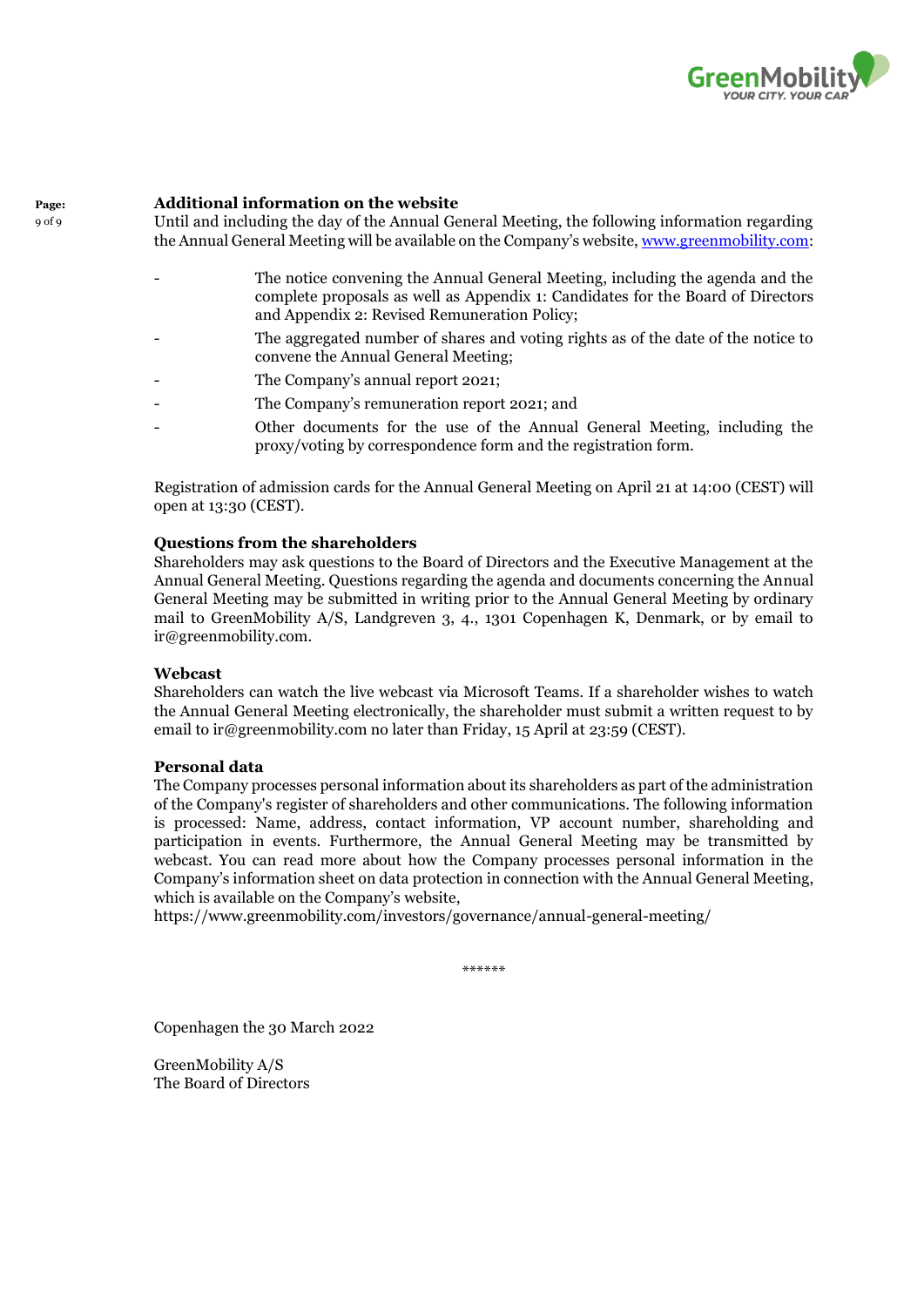### Additional information on the website

Until and including the day of the Annual General Meeting, the following information regarding the Annual General Meeting will be available on the Company's website, www.greenmobility.com:

- The notice convening the Annual General Meeting, including the agenda and the complete proposals as well as Appendix 1: Candidates for the Board of Directors and Appendix 2: Revised Remuneration Policy;
- The aggregated number of shares and voting rights as of the date of the notice to convene the Annual General Meeting;
- The Company's annual report 2021;
- The Company's remuneration report 2021; and
- Other documents for the use of the Annual General Meeting, including the proxy/voting by correspondence form and the registration form.

Registration of admission cards for the Annual General Meeting on April 21 at 14:00 (CEST) will open at 13:30 (CEST).

### Questions from the shareholders

Shareholders may ask questions to the Board of Directors and the Executive Management at the Annual General Meeting. Questions regarding the agenda and documents concerning the Annual General Meeting may be submitted in writing prior to the Annual General Meeting by ordinary mail to GreenMobility A/S, Landgreven 3, 4., 1301 Copenhagen K, Denmark, or by email to ir@greenmobility.com.

### Webcast

Shareholders can watch the live webcast via Microsoft Teams. If a shareholder wishes to watch the Annual General Meeting electronically, the shareholder must submit a written request to by email to ir@greenmobility.com no later than Friday, 15 April at 23:59 (CEST).

### Personal data

The Company processes personal information about its shareholders as part of the administration of the Company's register of shareholders and other communications. The following information is processed: Name, address, contact information, VP account number, shareholding and participation in events. Furthermore, the Annual General Meeting may be transmitted by webcast. You can read more about how the Company processes personal information in the Company's information sheet on data protection in connection with the Annual General Meeting, which is available on the Company's website,
https://www.greenmobility.com/investors/governance/annual-general-meeting/

******

Copenhagen the 30 March 2022

GreenMobility A/S
The Board of Directors